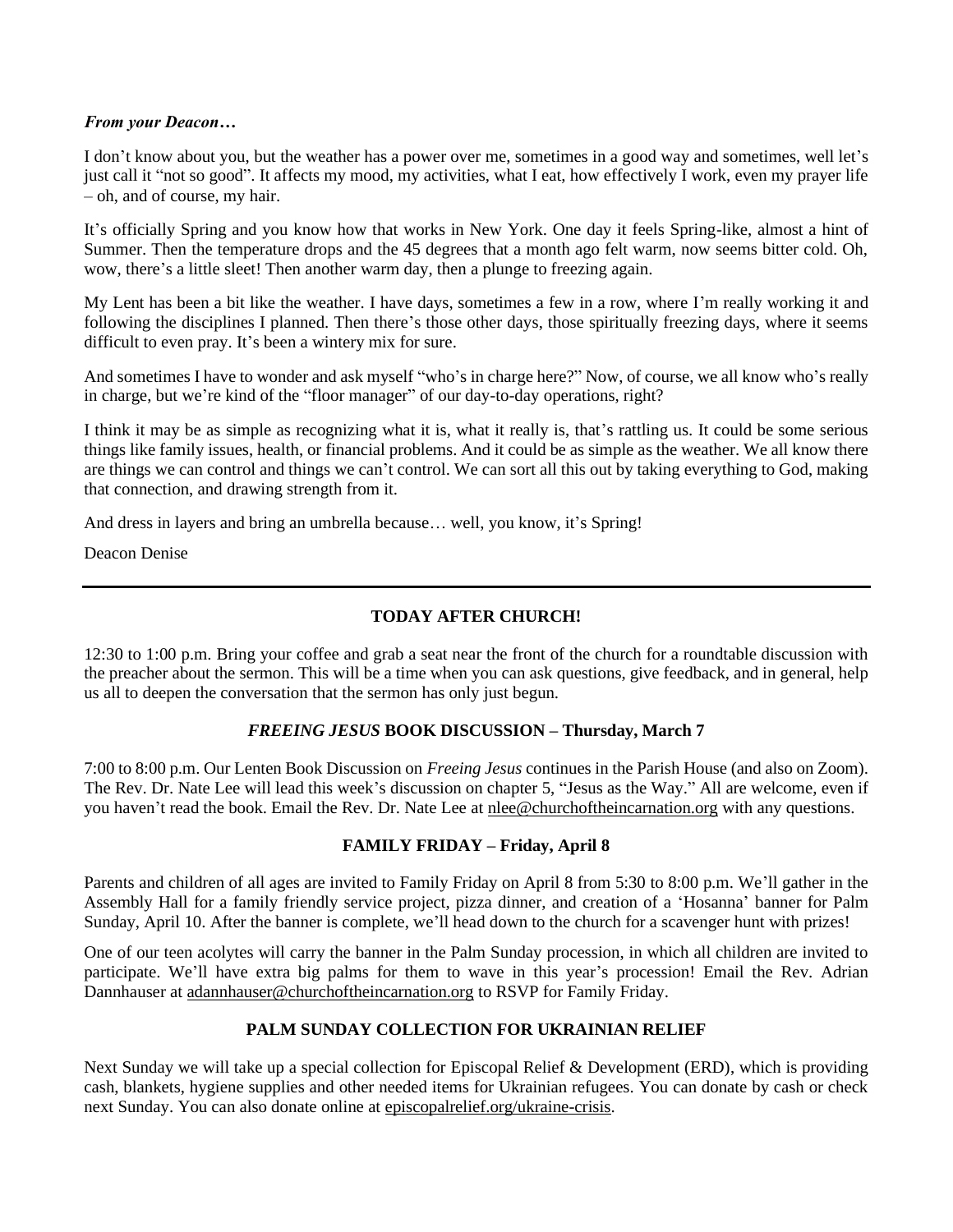***From your Deacon…***

I don't know about you, but the weather has a power over me, sometimes in a good way and sometimes, well let's just call it "not so good". It affects my mood, my activities, what I eat, how effectively I work, even my prayer life – oh, and of course, my hair.

It's officially Spring and you know how that works in New York. One day it feels Spring-like, almost a hint of Summer. Then the temperature drops and the 45 degrees that a month ago felt warm, now seems bitter cold. Oh, wow, there's a little sleet! Then another warm day, then a plunge to freezing again.

My Lent has been a bit like the weather. I have days, sometimes a few in a row, where I'm really working it and following the disciplines I planned. Then there's those other days, those spiritually freezing days, where it seems difficult to even pray. It's been a wintery mix for sure.

And sometimes I have to wonder and ask myself "who's in charge here?" Now, of course, we all know who's really in charge, but we're kind of the "floor manager" of our day-to-day operations, right?

I think it may be as simple as recognizing what it is, what it really is, that's rattling us. It could be some serious things like family issues, health, or financial problems. And it could be as simple as the weather. We all know there are things we can control and things we can't control. We can sort all this out by taking everything to God, making that connection, and drawing strength from it.

And dress in layers and bring an umbrella because… well, you know, it's Spring!

Deacon Denise

---

## TODAY AFTER CHURCH!

12:30 to 1:00 p.m. Bring your coffee and grab a seat near the front of the church for a roundtable discussion with the preacher about the sermon. This will be a time when you can ask questions, give feedback, and in general, help us all to deepen the conversation that the sermon has only just begun.

## *FREEING JESUS* BOOK DISCUSSION – Thursday, March 7

7:00 to 8:00 p.m. Our Lenten Book Discussion on *Freeing Jesus* continues in the Parish House (and also on Zoom). The Rev. Dr. Nate Lee will lead this week's discussion on chapter 5, "Jesus as the Way." All are welcome, even if you haven't read the book. Email the Rev. Dr. Nate Lee at nlee@churchoftheincarnation.org with any questions.

## FAMILY FRIDAY – Friday, April 8

Parents and children of all ages are invited to Family Friday on April 8 from 5:30 to 8:00 p.m. We'll gather in the Assembly Hall for a family friendly service project, pizza dinner, and creation of a 'Hosanna' banner for Palm Sunday, April 10. After the banner is complete, we'll head down to the church for a scavenger hunt with prizes!

One of our teen acolytes will carry the banner in the Palm Sunday procession, in which all children are invited to participate. We'll have extra big palms for them to wave in this year's procession! Email the Rev. Adrian Dannhauser at adannhauser@churchoftheincarnation.org to RSVP for Family Friday.

## PALM SUNDAY COLLECTION FOR UKRAINIAN RELIEF

Next Sunday we will take up a special collection for Episcopal Relief & Development (ERD), which is providing cash, blankets, hygiene supplies and other needed items for Ukrainian refugees. You can donate by cash or check next Sunday. You can also donate online at episcopalrelief.org/ukraine-crisis.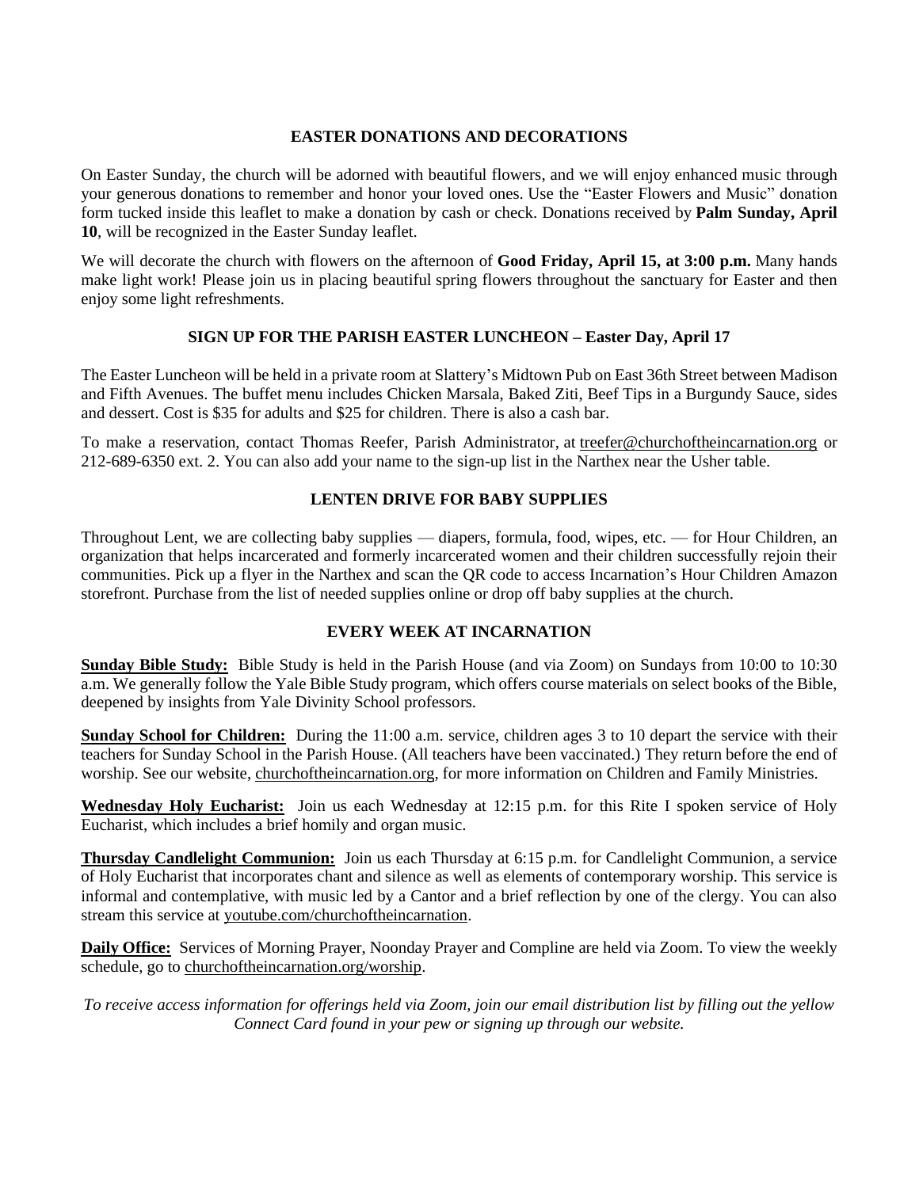## EASTER DONATIONS AND DECORATIONS

On Easter Sunday, the church will be adorned with beautiful flowers, and we will enjoy enhanced music through your generous donations to remember and honor your loved ones. Use the "Easter Flowers and Music" donation form tucked inside this leaflet to make a donation by cash or check. Donations received by **Palm Sunday, April 10**, will be recognized in the Easter Sunday leaflet.

We will decorate the church with flowers on the afternoon of **Good Friday, April 15, at 3:00 p.m.** Many hands make light work! Please join us in placing beautiful spring flowers throughout the sanctuary for Easter and then enjoy some light refreshments.

## SIGN UP FOR THE PARISH EASTER LUNCHEON – Easter Day, April 17

The Easter Luncheon will be held in a private room at Slattery's Midtown Pub on East 36th Street between Madison and Fifth Avenues. The buffet menu includes Chicken Marsala, Baked Ziti, Beef Tips in a Burgundy Sauce, sides and dessert. Cost is $35 for adults and $25 for children. There is also a cash bar.

To make a reservation, contact Thomas Reefer, Parish Administrator, at treefer@churchoftheincarnation.org or 212-689-6350 ext. 2. You can also add your name to the sign-up list in the Narthex near the Usher table.

## LENTEN DRIVE FOR BABY SUPPLIES

Throughout Lent, we are collecting baby supplies — diapers, formula, food, wipes, etc. — for Hour Children, an organization that helps incarcerated and formerly incarcerated women and their children successfully rejoin their communities. Pick up a flyer in the Narthex and scan the QR code to access Incarnation's Hour Children Amazon storefront. Purchase from the list of needed supplies online or drop off baby supplies at the church.

## EVERY WEEK AT INCARNATION

**Sunday Bible Study:** Bible Study is held in the Parish House (and via Zoom) on Sundays from 10:00 to 10:30 a.m. We generally follow the Yale Bible Study program, which offers course materials on select books of the Bible, deepened by insights from Yale Divinity School professors.

**Sunday School for Children:** During the 11:00 a.m. service, children ages 3 to 10 depart the service with their teachers for Sunday School in the Parish House. (All teachers have been vaccinated.) They return before the end of worship. See our website, churchoftheincarnation.org, for more information on Children and Family Ministries.

**Wednesday Holy Eucharist:** Join us each Wednesday at 12:15 p.m. for this Rite I spoken service of Holy Eucharist, which includes a brief homily and organ music.

**Thursday Candlelight Communion:** Join us each Thursday at 6:15 p.m. for Candlelight Communion, a service of Holy Eucharist that incorporates chant and silence as well as elements of contemporary worship. This service is informal and contemplative, with music led by a Cantor and a brief reflection by one of the clergy. You can also stream this service at youtube.com/churchoftheincarnation.

**Daily Office:** Services of Morning Prayer, Noonday Prayer and Compline are held via Zoom. To view the weekly schedule, go to churchoftheincarnation.org/worship.

*To receive access information for offerings held via Zoom, join our email distribution list by filling out the yellow Connect Card found in your pew or signing up through our website.*